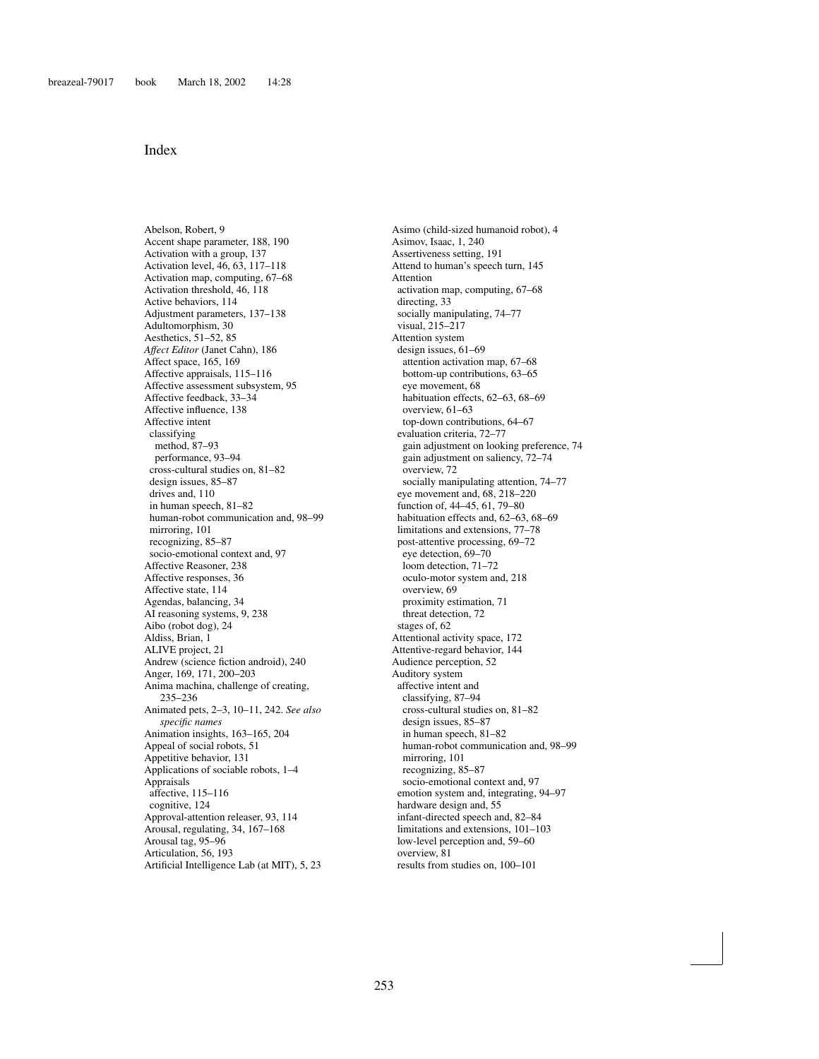# Index

Abelson, Robert, 9
Accent shape parameter, 188, 190
Activation with a group, 137
Activation level, 46, 63, 117–118
Activation map, computing, 67–68
Activation threshold, 46, 118
Active behaviors, 114
Adjustment parameters, 137–138
Adultomorphism, 30
Aesthetics, 51–52, 85
*Affect Editor* (Janet Cahn), 186
Affect space, 165, 169
Affective appraisals, 115–116
Affective assessment subsystem, 95
Affective feedback, 33–34
Affective influence, 138
Affective intent
  classifying
    method, 87–93
    performance, 93–94
  cross-cultural studies on, 81–82
  design issues, 85–87
  drives and, 110
  in human speech, 81–82
  human-robot communication and, 98–99
  mirroring, 101
  recognizing, 85–87
  socio-emotional context and, 97
Affective Reasoner, 238
Affective responses, 36
Affective state, 114
Agendas, balancing, 34
AI reasoning systems, 9, 238
Aibo (robot dog), 24
Aldiss, Brian, 1
ALIVE project, 21
Andrew (science fiction android), 240
Anger, 169, 171, 200–203
Anima machina, challenge of creating, 235–236
Animated pets, 2–3, 10–11, 242. *See also specific names*
Animation insights, 163–165, 204
Appeal of social robots, 51
Appetitive behavior, 131
Applications of sociable robots, 1–4
Appraisals
  affective, 115–116
  cognitive, 124
Approval-attention releaser, 93, 114
Arousal, regulating, 34, 167–168
Arousal tag, 95–96
Articulation, 56, 193
Artificial Intelligence Lab (at MIT), 5, 23
Asimo (child-sized humanoid robot), 4
Asimov, Isaac, 1, 240
Assertiveness setting, 191
Attend to human's speech turn, 145
Attention
  activation map, computing, 67–68
  directing, 33
  socially manipulating, 74–77
  visual, 215–217
Attention system
  design issues, 61–69
    attention activation map, 67–68
    bottom-up contributions, 63–65
    eye movement, 68
    habituation effects, 62–63, 68–69
    overview, 61–63
    top-down contributions, 64–67
  evaluation criteria, 72–77
    gain adjustment on looking preference, 74
    gain adjustment on saliency, 72–74
    overview, 72
    socially manipulating attention, 74–77
  eye movement and, 68, 218–220
  function of, 44–45, 61, 79–80
  habituation effects and, 62–63, 68–69
  limitations and extensions, 77–78
  post-attentive processing, 69–72
    eye detection, 69–70
    loom detection, 71–72
    oculo-motor system and, 218
    overview, 69
    proximity estimation, 71
    threat detection, 72
  stages of, 62
Attentional activity space, 172
Attentive-regard behavior, 144
Audience perception, 52
Auditory system
  affective intent and
    classifying, 87–94
    cross-cultural studies on, 81–82
    design issues, 85–87
    in human speech, 81–82
    human-robot communication and, 98–99
    mirroring, 101
    recognizing, 85–87
    socio-emotional context and, 97
  emotion system and, integrating, 94–97
  hardware design and, 55
  infant-directed speech and, 82–84
  limitations and extensions, 101–103
  low-level perception and, 59–60
  overview, 81
  results from studies on, 100–101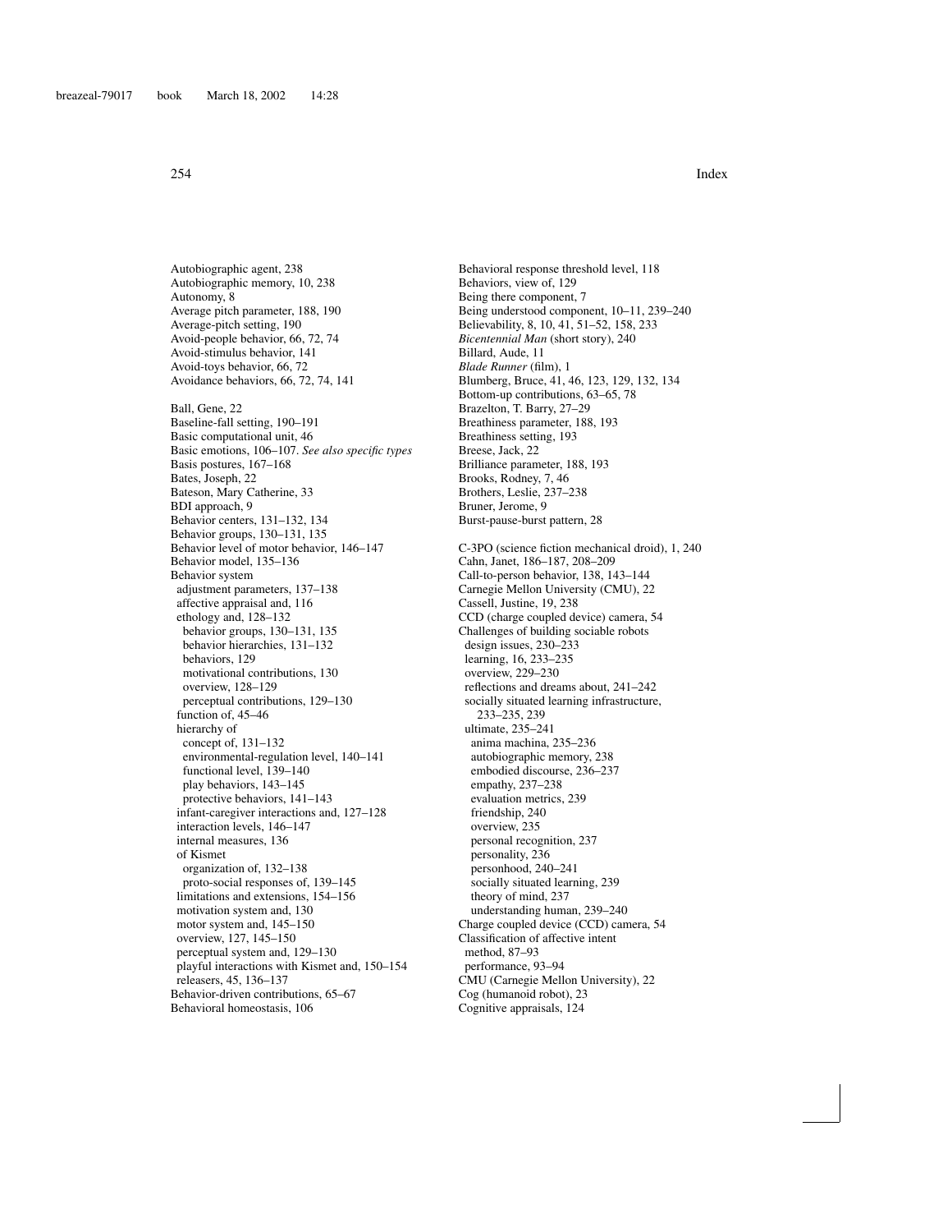Autobiographic agent, 238
Autobiographic memory, 10, 238
Autonomy, 8
Average pitch parameter, 188, 190
Average-pitch setting, 190
Avoid-people behavior, 66, 72, 74
Avoid-stimulus behavior, 141
Avoid-toys behavior, 66, 72
Avoidance behaviors, 66, 72, 74, 141

Ball, Gene, 22
Baseline-fall setting, 190–191
Basic computational unit, 46
Basic emotions, 106–107. *See also specific types*
Basis postures, 167–168
Bates, Joseph, 22
Bateson, Mary Catherine, 33
BDI approach, 9
Behavior centers, 131–132, 134
Behavior groups, 130–131, 135
Behavior level of motor behavior, 146–147
Behavior model, 135–136
Behavior system
  adjustment parameters, 137–138
  affective appraisal and, 116
  ethology and, 128–132
    behavior groups, 130–131, 135
    behavior hierarchies, 131–132
    behaviors, 129
    motivational contributions, 130
    overview, 128–129
    perceptual contributions, 129–130
  function of, 45–46
  hierarchy of
    concept of, 131–132
    environmental-regulation level, 140–141
    functional level, 139–140
    play behaviors, 143–145
    protective behaviors, 141–143
  infant-caregiver interactions and, 127–128
  interaction levels, 146–147
  internal measures, 136
  of Kismet
    organization of, 132–138
    proto-social responses of, 139–145
  limitations and extensions, 154–156
  motivation system and, 130
  motor system and, 145–150
  overview, 127, 145–150
  perceptual system and, 129–130
  playful interactions with Kismet and, 150–154
  releasers, 45, 136–137
Behavior-driven contributions, 65–67
Behavioral homeostasis, 106
Behavioral response threshold level, 118
Behaviors, view of, 129
Being there component, 7
Being understood component, 10–11, 239–240
Believability, 8, 10, 41, 51–52, 158, 233
*Bicentennial Man* (short story), 240
Billard, Aude, 11
*Blade Runner* (film), 1
Blumberg, Bruce, 41, 46, 123, 129, 132, 134
Bottom-up contributions, 63–65, 78
Brazelton, T. Barry, 27–29
Breathiness parameter, 188, 193
Breathiness setting, 193
Breese, Jack, 22
Brilliance parameter, 188, 193
Brooks, Rodney, 7, 46
Brothers, Leslie, 237–238
Bruner, Jerome, 9
Burst-pause-burst pattern, 28

C-3PO (science fiction mechanical droid), 1, 240
Cahn, Janet, 186–187, 208–209
Call-to-person behavior, 138, 143–144
Carnegie Mellon University (CMU), 22
Cassell, Justine, 19, 238
CCD (charge coupled device) camera, 54
Challenges of building sociable robots
  design issues, 230–233
  learning, 16, 233–235
  overview, 229–230
  reflections and dreams about, 241–242
  socially situated learning infrastructure, 233–235, 239
  ultimate, 235–241
    anima machina, 235–236
    autobiographic memory, 238
    embodied discourse, 236–237
    empathy, 237–238
    evaluation metrics, 239
    friendship, 240
    overview, 235
    personal recognition, 237
    personality, 236
    personhood, 240–241
    socially situated learning, 239
    theory of mind, 237
    understanding human, 239–240
Charge coupled device (CCD) camera, 54
Classification of affective intent
  method, 87–93
  performance, 93–94
CMU (Carnegie Mellon University), 22
Cog (humanoid robot), 23
Cognitive appraisals, 124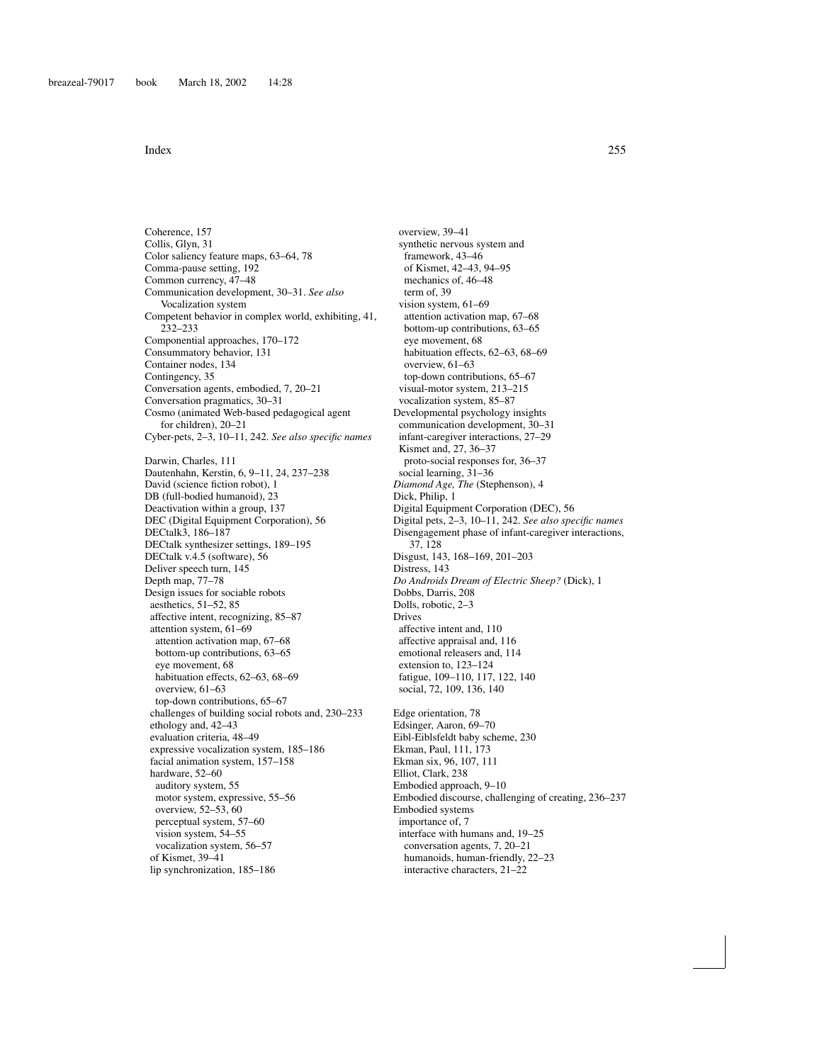Coherence, 157
Collis, Glyn, 31
Color saliency feature maps, 63–64, 78
Comma-pause setting, 192
Common currency, 47–48
Communication development, 30–31. *See also* Vocalization system
Competent behavior in complex world, exhibiting, 41, 232–233
Componential approaches, 170–172
Consummatory behavior, 131
Container nodes, 134
Contingency, 35
Conversation agents, embodied, 7, 20–21
Conversation pragmatics, 30–31
Cosmo (animated Web-based pedagogical agent for children), 20–21
Cyber-pets, 2–3, 10–11, 242. *See also specific names*

Darwin, Charles, 111
Dautenhahn, Kerstin, 6, 9–11, 24, 237–238
David (science fiction robot), 1
DB (full-bodied humanoid), 23
Deactivation within a group, 137
DEC (Digital Equipment Corporation), 56
DECtalk3, 186–187
DECtalk synthesizer settings, 189–195
DECtalk v.4.5 (software), 56
Deliver speech turn, 145
Depth map, 77–78
Design issues for sociable robots
- aesthetics, 51–52, 85
- affective intent, recognizing, 85–87
- attention system, 61–69
  - attention activation map, 67–68
  - bottom-up contributions, 63–65
  - eye movement, 68
  - habituation effects, 62–63, 68–69
  - overview, 61–63
  - top-down contributions, 65–67
- challenges of building social robots and, 230–233
- ethology and, 42–43
- evaluation criteria, 48–49
- expressive vocalization system, 185–186
- facial animation system, 157–158
- hardware, 52–60
  - auditory system, 55
  - motor system, expressive, 55–56
  - overview, 52–53, 60
  - perceptual system, 57–60
  - vision system, 54–55
  - vocalization system, 56–57
- of Kismet, 39–41
- lip synchronization, 185–186
- overview, 39–41
- synthetic nervous system and
  - framework, 43–46
  - of Kismet, 42–43, 94–95
  - mechanics of, 46–48
  - term of, 39
- vision system, 61–69
  - attention activation map, 67–68
  - bottom-up contributions, 63–65
  - eye movement, 68
  - habituation effects, 62–63, 68–69
  - overview, 61–63
  - top-down contributions, 65–67
- visual-motor system, 213–215
- vocalization system, 85–87

Developmental psychology insights
- communication development, 30–31
- infant-caregiver interactions, 27–29
- Kismet and, 27, 36–37
  - proto-social responses for, 36–37
- social learning, 31–36

*Diamond Age, The* (Stephenson), 4
Dick, Philip, 1
Digital Equipment Corporation (DEC), 56
Digital pets, 2–3, 10–11, 242. *See also specific names*
Disengagement phase of infant-caregiver interactions, 37, 128
Disgust, 143, 168–169, 201–203
Distress, 143
*Do Androids Dream of Electric Sheep?* (Dick), 1
Dobbs, Darris, 208
Dolls, robotic, 2–3
Drives
- affective intent and, 110
- affective appraisal and, 116
- emotional releasers and, 114
- extension to, 123–124
- fatigue, 109–110, 117, 122, 140
- social, 72, 109, 136, 140

Edge orientation, 78
Edsinger, Aaron, 69–70
Eibl-Eiblsfeldt baby scheme, 230
Ekman, Paul, 111, 173
Ekman six, 96, 107, 111
Elliot, Clark, 238
Embodied approach, 9–10
Embodied discourse, challenging of creating, 236–237
Embodied systems
- importance of, 7
- interface with humans and, 19–25
  - conversation agents, 7, 20–21
  - humanoids, human-friendly, 22–23
  - interactive characters, 21–22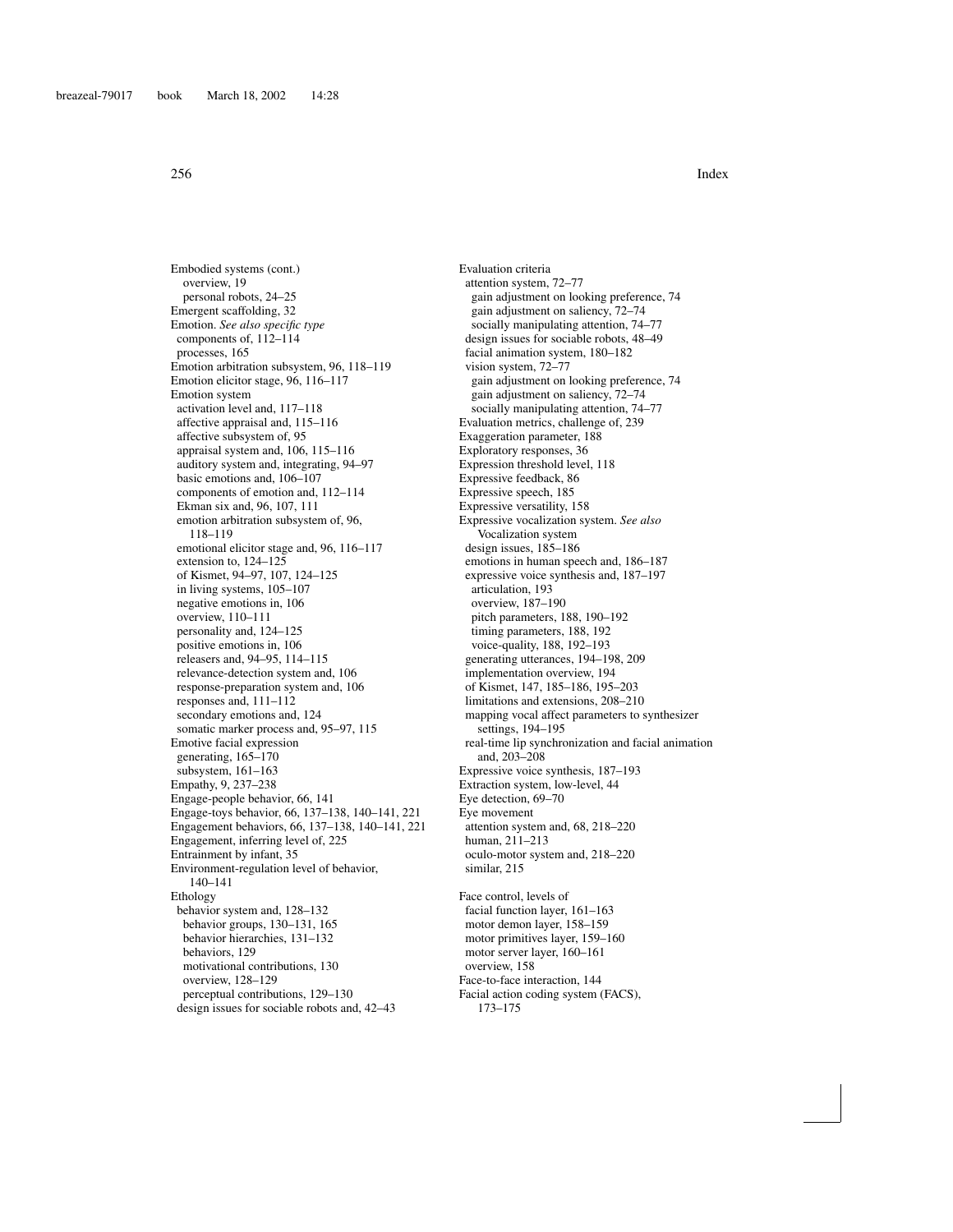Embodied systems (cont.)
  overview, 19
  personal robots, 24–25
Emergent scaffolding, 32
Emotion. *See also specific type*
  components of, 112–114
  processes, 165
Emotion arbitration subsystem, 96, 118–119
Emotion elicitor stage, 96, 116–117
Emotion system
  activation level and, 117–118
  affective appraisal and, 115–116
  affective subsystem of, 95
  appraisal system and, 106, 115–116
  auditory system and, integrating, 94–97
  basic emotions and, 106–107
  components of emotion and, 112–114
  Ekman six and, 96, 107, 111
  emotion arbitration subsystem of, 96, 118–119
  emotional elicitor stage and, 96, 116–117
  extension to, 124–125
  of Kismet, 94–97, 107, 124–125
  in living systems, 105–107
  negative emotions in, 106
  overview, 110–111
  personality and, 124–125
  positive emotions in, 106
  releasers and, 94–95, 114–115
  relevance-detection system and, 106
  response-preparation system and, 106
  responses and, 111–112
  secondary emotions and, 124
  somatic marker process and, 95–97, 115
Emotive facial expression
  generating, 165–170
  subsystem, 161–163
Empathy, 9, 237–238
Engage-people behavior, 66, 141
Engage-toys behavior, 66, 137–138, 140–141, 221
Engagement behaviors, 66, 137–138, 140–141, 221
Engagement, inferring level of, 225
Entrainment by infant, 35
Environment-regulation level of behavior, 140–141
Ethology
  behavior system and, 128–132
    behavior groups, 130–131, 165
    behavior hierarchies, 131–132
    behaviors, 129
    motivational contributions, 130
    overview, 128–129
    perceptual contributions, 129–130
  design issues for sociable robots and, 42–43
Evaluation criteria
  attention system, 72–77
    gain adjustment on looking preference, 74
    gain adjustment on saliency, 72–74
    socially manipulating attention, 74–77
  design issues for sociable robots, 48–49
  facial animation system, 180–182
  vision system, 72–77
    gain adjustment on looking preference, 74
    gain adjustment on saliency, 72–74
    socially manipulating attention, 74–77
Evaluation metrics, challenge of, 239
Exaggeration parameter, 188
Exploratory responses, 36
Expression threshold level, 118
Expressive feedback, 86
Expressive speech, 185
Expressive versatility, 158
Expressive vocalization system. *See also* Vocalization system
  design issues, 185–186
  emotions in human speech and, 186–187
  expressive voice synthesis and, 187–197
    articulation, 193
    overview, 187–190
    pitch parameters, 188, 190–192
    timing parameters, 188, 192
    voice-quality, 188, 192–193
  generating utterances, 194–198, 209
  implementation overview, 194
  of Kismet, 147, 185–186, 195–203
  limitations and extensions, 208–210
  mapping vocal affect parameters to synthesizer settings, 194–195
  real-time lip synchronization and facial animation and, 203–208
Expressive voice synthesis, 187–193
Extraction system, low-level, 44
Eye detection, 69–70
Eye movement
  attention system and, 68, 218–220
  human, 211–213
  oculo-motor system and, 218–220
  similar, 215

Face control, levels of
  facial function layer, 161–163
  motor demon layer, 158–159
  motor primitives layer, 159–160
  motor server layer, 160–161
  overview, 158
Face-to-face interaction, 144
Facial action coding system (FACS), 173–175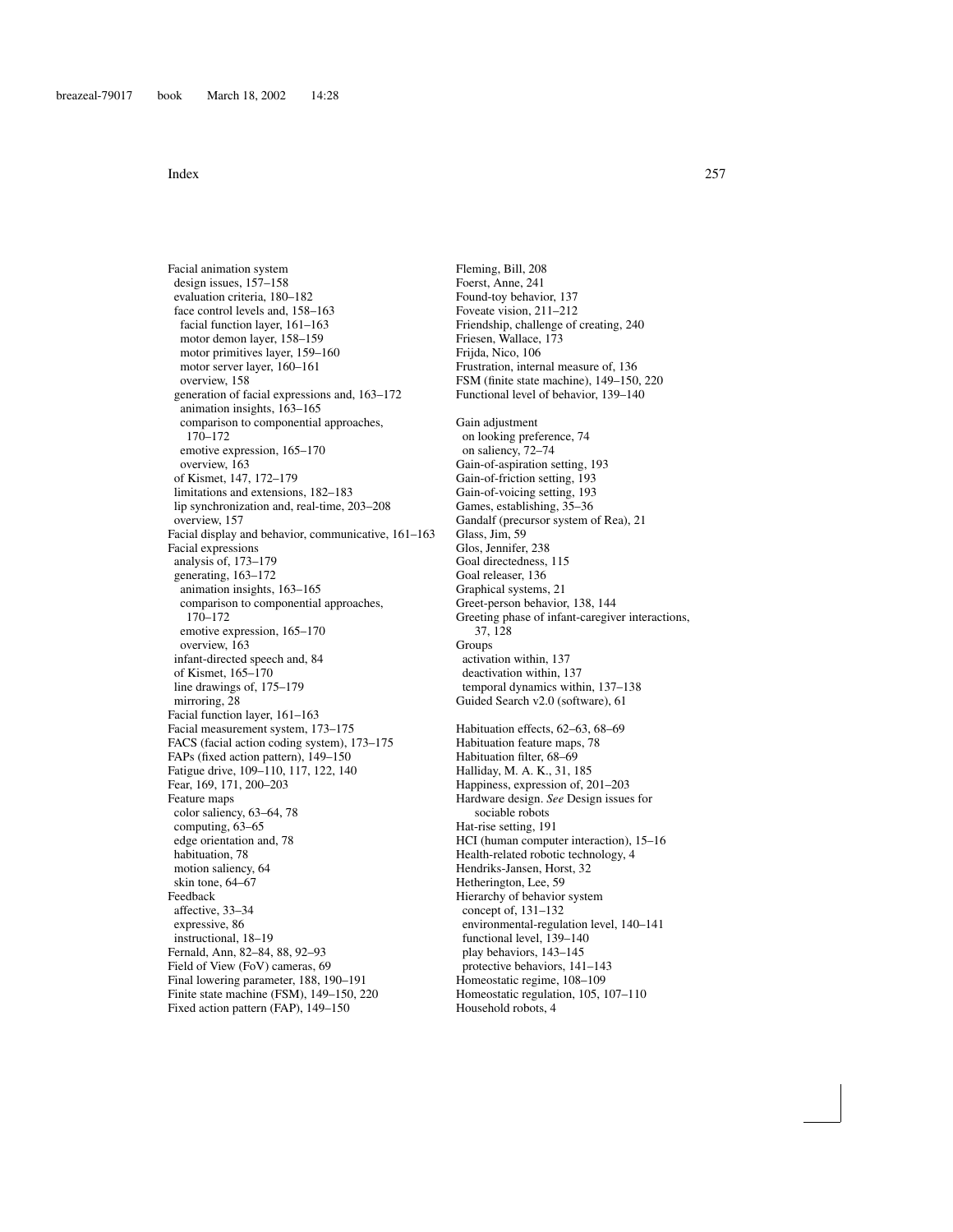Facial animation system
  design issues, 157–158
  evaluation criteria, 180–182
  face control levels and, 158–163
    facial function layer, 161–163
    motor demon layer, 158–159
    motor primitives layer, 159–160
    motor server layer, 160–161
    overview, 158
  generation of facial expressions and, 163–172
    animation insights, 163–165
    comparison to componential approaches, 170–172
    emotive expression, 165–170
    overview, 163
  of Kismet, 147, 172–179
  limitations and extensions, 182–183
  lip synchronization and, real-time, 203–208
  overview, 157
Facial display and behavior, communicative, 161–163
Facial expressions
  analysis of, 173–179
  generating, 163–172
    animation insights, 163–165
    comparison to componential approaches, 170–172
    emotive expression, 165–170
    overview, 163
  infant-directed speech and, 84
  of Kismet, 165–170
  line drawings of, 175–179
  mirroring, 28
Facial function layer, 161–163
Facial measurement system, 173–175
FACS (facial action coding system), 173–175
FAPs (fixed action pattern), 149–150
Fatigue drive, 109–110, 117, 122, 140
Fear, 169, 171, 200–203
Feature maps
  color saliency, 63–64, 78
  computing, 63–65
  edge orientation and, 78
  habituation, 78
  motion saliency, 64
  skin tone, 64–67
Feedback
  affective, 33–34
  expressive, 86
  instructional, 18–19
Fernald, Ann, 82–84, 88, 92–93
Field of View (FoV) cameras, 69
Final lowering parameter, 188, 190–191
Finite state machine (FSM), 149–150, 220
Fixed action pattern (FAP), 149–150
Fleming, Bill, 208
Foerst, Anne, 241
Found-toy behavior, 137
Foveate vision, 211–212
Friendship, challenge of creating, 240
Friesen, Wallace, 173
Frijda, Nico, 106
Frustration, internal measure of, 136
FSM (finite state machine), 149–150, 220
Functional level of behavior, 139–140

Gain adjustment
  on looking preference, 74
  on saliency, 72–74
Gain-of-aspiration setting, 193
Gain-of-friction setting, 193
Gain-of-voicing setting, 193
Games, establishing, 35–36
Gandalf (precursor system of Rea), 21
Glass, Jim, 59
Glos, Jennifer, 238
Goal directedness, 115
Goal releaser, 136
Graphical systems, 21
Greet-person behavior, 138, 144
Greeting phase of infant-caregiver interactions, 37, 128
Groups
  activation within, 137
  deactivation within, 137
  temporal dynamics within, 137–138
Guided Search v2.0 (software), 61

Habituation effects, 62–63, 68–69
Habituation feature maps, 78
Habituation filter, 68–69
Halliday, M. A. K., 31, 185
Happiness, expression of, 201–203
Hardware design. *See* Design issues for sociable robots
Hat-rise setting, 191
HCI (human computer interaction), 15–16
Health-related robotic technology, 4
Hendriks-Jansen, Horst, 32
Hetherington, Lee, 59
Hierarchy of behavior system
  concept of, 131–132
  environmental-regulation level, 140–141
  functional level, 139–140
  play behaviors, 143–145
  protective behaviors, 141–143
Homeostatic regime, 108–109
Homeostatic regulation, 105, 107–110
Household robots, 4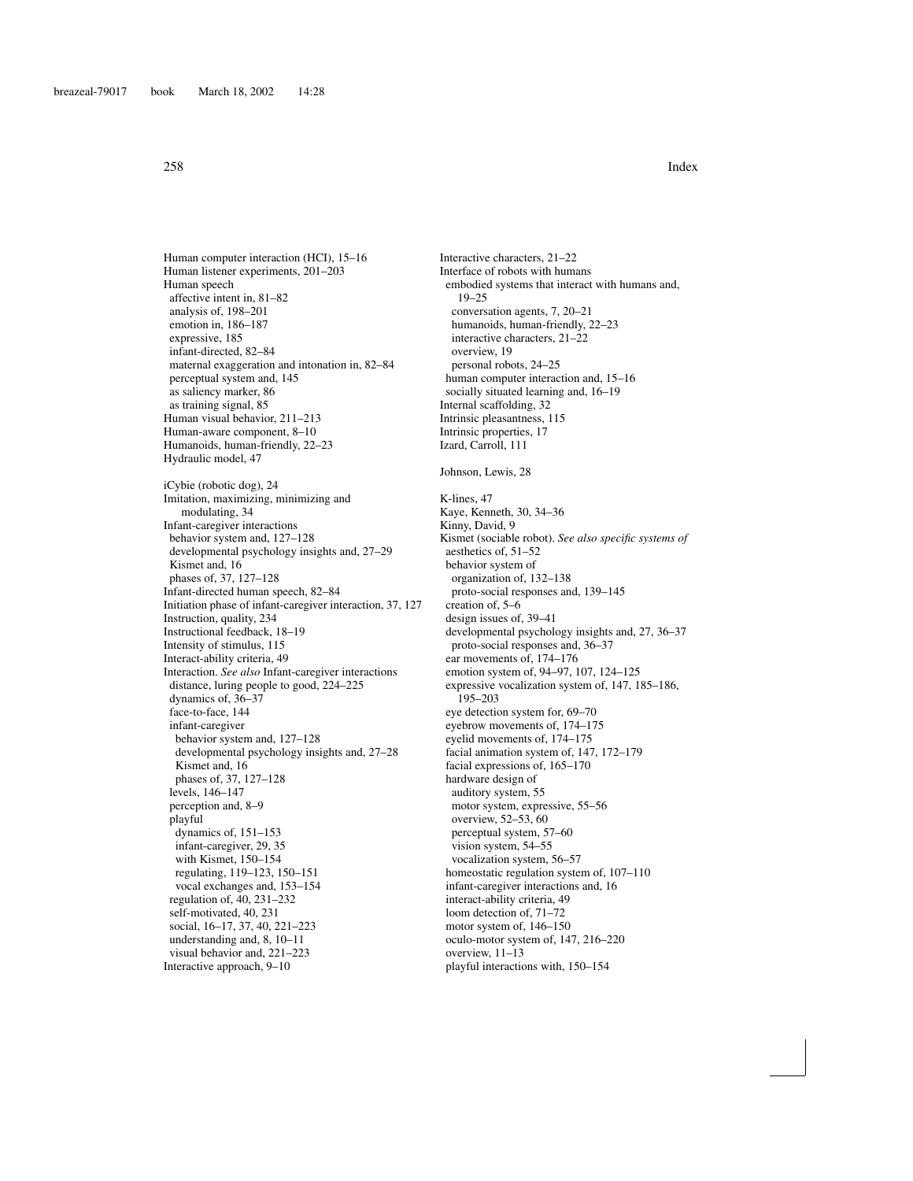Human computer interaction (HCI), 15–16
Human listener experiments, 201–203
Human speech
  affective intent in, 81–82
  analysis of, 198–201
  emotion in, 186–187
  expressive, 185
  infant-directed, 82–84
  maternal exaggeration and intonation in, 82–84
  perceptual system and, 145
  as saliency marker, 86
  as training signal, 85
Human visual behavior, 211–213
Human-aware component, 8–10
Humanoids, human-friendly, 22–23
Hydraulic model, 47

iCybie (robotic dog), 24
Imitation, maximizing, minimizing and modulating, 34
Infant-caregiver interactions
  behavior system and, 127–128
  developmental psychology insights and, 27–29
  Kismet and, 16
  phases of, 37, 127–128
Infant-directed human speech, 82–84
Initiation phase of infant-caregiver interaction, 37, 127
Instruction, quality, 234
Instructional feedback, 18–19
Intensity of stimulus, 115
Interact-ability criteria, 49
Interaction. *See also* Infant-caregiver interactions
  distance, luring people to good, 224–225
  dynamics of, 36–37
  face-to-face, 144
  infant-caregiver
    behavior system and, 127–128
    developmental psychology insights and, 27–28
    Kismet and, 16
    phases of, 37, 127–128
  levels, 146–147
  perception and, 8–9
  playful
    dynamics of, 151–153
    infant-caregiver, 29, 35
    with Kismet, 150–154
    regulating, 119–123, 150–151
    vocal exchanges and, 153–154
  regulation of, 40, 231–232
  self-motivated, 40, 231
  social, 16–17, 37, 40, 221–223
  understanding and, 8, 10–11
  visual behavior and, 221–223
Interactive approach, 9–10
Interactive characters, 21–22
Interface of robots with humans
  embodied systems that interact with humans and, 19–25
    conversation agents, 7, 20–21
    humanoids, human-friendly, 22–23
    interactive characters, 21–22
    overview, 19
    personal robots, 24–25
  human computer interaction and, 15–16
  socially situated learning and, 16–19
Internal scaffolding, 32
Intrinsic pleasantness, 115
Intrinsic properties, 17
Izard, Carroll, 111

Johnson, Lewis, 28

K-lines, 47
Kaye, Kenneth, 30, 34–36
Kinny, David, 9
Kismet (sociable robot). *See also specific systems of*
  aesthetics of, 51–52
  behavior system of
    organization of, 132–138
    proto-social responses and, 139–145
  creation of, 5–6
  design issues of, 39–41
  developmental psychology insights and, 27, 36–37
    proto-social responses and, 36–37
  ear movements of, 174–176
  emotion system of, 94–97, 107, 124–125
  expressive vocalization system of, 147, 185–186, 195–203
  eye detection system for, 69–70
  eyebrow movements of, 174–175
  eyelid movements of, 174–175
  facial animation system of, 147, 172–179
  facial expressions of, 165–170
  hardware design of
    auditory system, 55
    motor system, expressive, 55–56
    overview, 52–53, 60
    perceptual system, 57–60
    vision system, 54–55
    vocalization system, 56–57
  homeostatic regulation system of, 107–110
  infant-caregiver interactions and, 16
  interact-ability criteria, 49
  loom detection of, 71–72
  motor system of, 146–150
  oculo-motor system of, 147, 216–220
  overview, 11–13
  playful interactions with, 150–154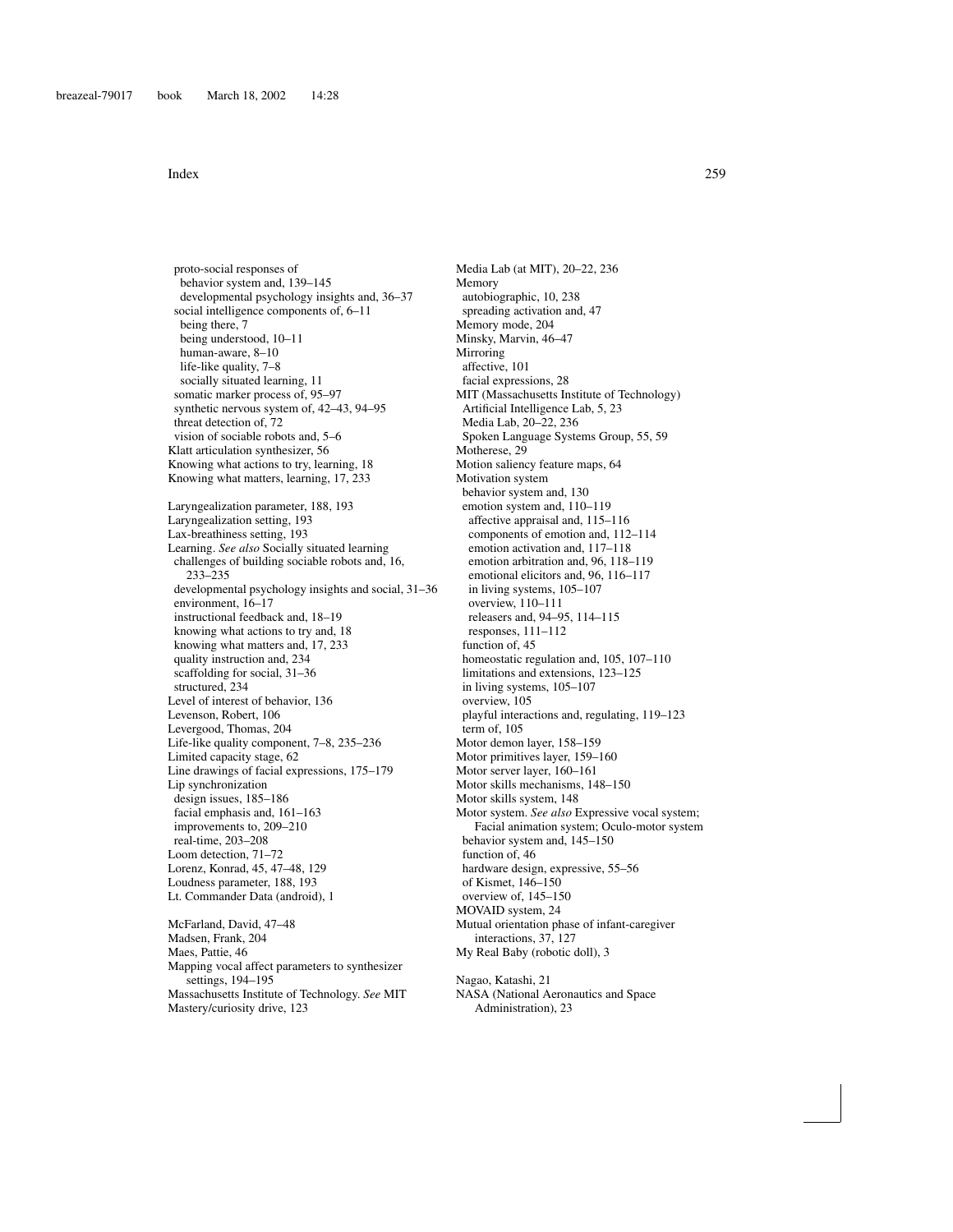proto-social responses of
  behavior system and, 139–145
  developmental psychology insights and, 36–37
social intelligence components of, 6–11
  being there, 7
  being understood, 10–11
  human-aware, 8–10
  life-like quality, 7–8
  socially situated learning, 11
somatic marker process of, 95–97
synthetic nervous system of, 42–43, 94–95
threat detection of, 72
vision of sociable robots and, 5–6

Klatt articulation synthesizer, 56
Knowing what actions to try, learning, 18
Knowing what matters, learning, 17, 233

Laryngealization parameter, 188, 193
Laryngealization setting, 193
Lax-breathiness setting, 193
Learning. *See also* Socially situated learning
  challenges of building sociable robots and, 16, 233–235
  developmental psychology insights and social, 31–36
  environment, 16–17
  instructional feedback and, 18–19
  knowing what actions to try and, 18
  knowing what matters and, 17, 233
  quality instruction and, 234
  scaffolding for social, 31–36
  structured, 234
Level of interest of behavior, 136
Levenson, Robert, 106
Levergood, Thomas, 204
Life-like quality component, 7–8, 235–236
Limited capacity stage, 62
Line drawings of facial expressions, 175–179
Lip synchronization
  design issues, 185–186
  facial emphasis and, 161–163
  improvements to, 209–210
  real-time, 203–208
Loom detection, 71–72
Lorenz, Konrad, 45, 47–48, 129
Loudness parameter, 188, 193
Lt. Commander Data (android), 1

McFarland, David, 47–48
Madsen, Frank, 204
Maes, Pattie, 46
Mapping vocal affect parameters to synthesizer settings, 194–195
Massachusetts Institute of Technology. *See* MIT
Mastery/curiosity drive, 123
Media Lab (at MIT), 20–22, 236
Memory
  autobiographic, 10, 238
  spreading activation and, 47
Memory mode, 204
Minsky, Marvin, 46–47
Mirroring
  affective, 101
  facial expressions, 28
MIT (Massachusetts Institute of Technology)
  Artificial Intelligence Lab, 5, 23
  Media Lab, 20–22, 236
  Spoken Language Systems Group, 55, 59
Motherese, 29
Motion saliency feature maps, 64
Motivation system
  behavior system and, 130
  emotion system and, 110–119
    affective appraisal and, 115–116
    components of emotion and, 112–114
    emotion activation and, 117–118
    emotion arbitration and, 96, 118–119
    emotional elicitors and, 96, 116–117
    in living systems, 105–107
    overview, 110–111
    releasers and, 94–95, 114–115
    responses, 111–112
  function of, 45
  homeostatic regulation and, 105, 107–110
  limitations and extensions, 123–125
  in living systems, 105–107
  overview, 105
  playful interactions and, regulating, 119–123
  term of, 105
Motor demon layer, 158–159
Motor primitives layer, 159–160
Motor server layer, 160–161
Motor skills mechanisms, 148–150
Motor skills system, 148
Motor system. *See also* Expressive vocal system; Facial animation system; Oculo-motor system
  behavior system and, 145–150
  function of, 46
  hardware design, expressive, 55–56
  of Kismet, 146–150
  overview of, 145–150
MOVAID system, 24
Mutual orientation phase of infant-caregiver interactions, 37, 127
My Real Baby (robotic doll), 3

Nagao, Katashi, 21
NASA (National Aeronautics and Space Administration), 23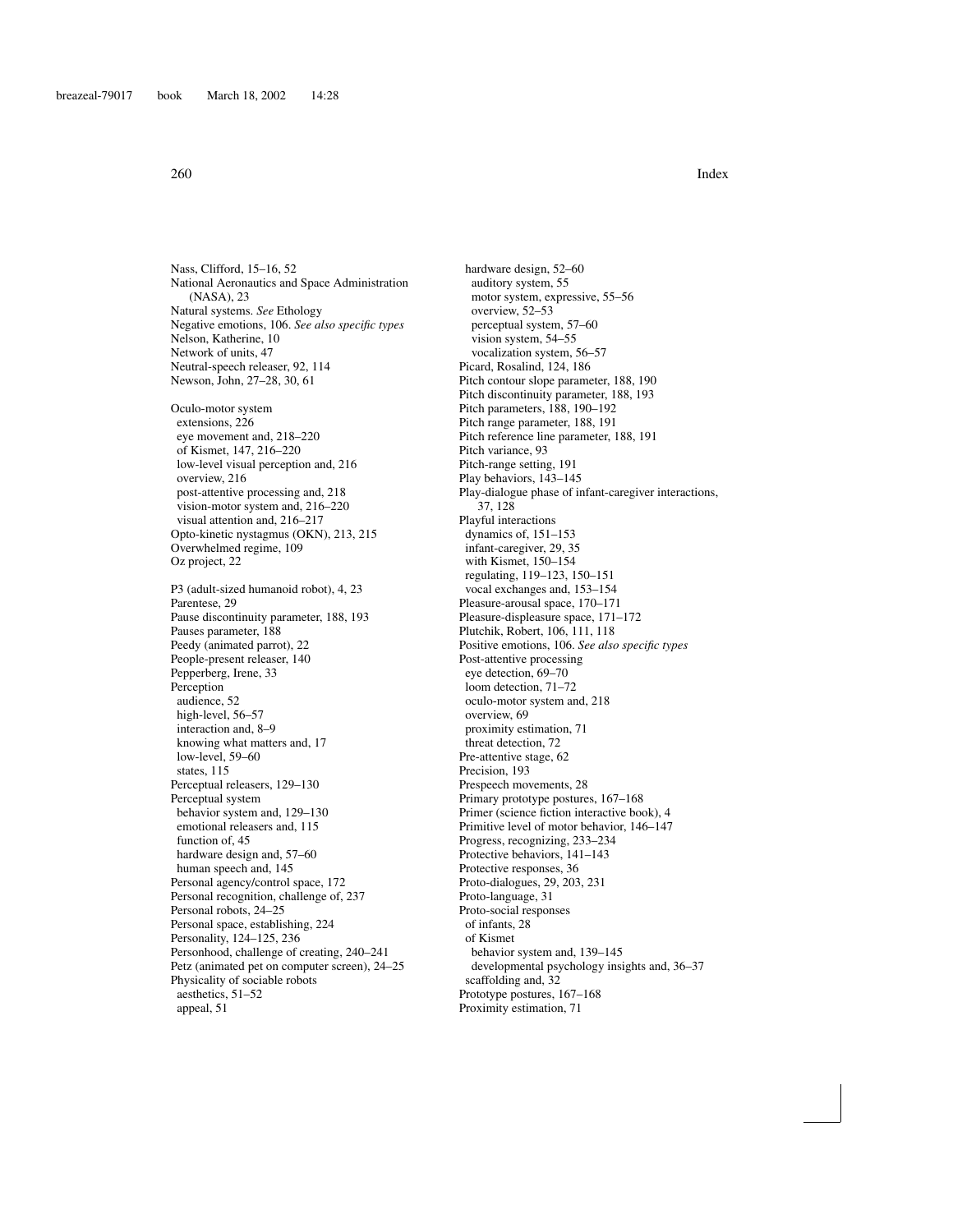Nass, Clifford, 15–16, 52
National Aeronautics and Space Administration (NASA), 23
Natural systems. *See* Ethology
Negative emotions, 106. *See also specific types*
Nelson, Katherine, 10
Network of units, 47
Neutral-speech releaser, 92, 114
Newson, John, 27–28, 30, 61

Oculo-motor system
- extensions, 226
- eye movement and, 218–220
- of Kismet, 147, 216–220
- low-level visual perception and, 216
- overview, 216
- post-attentive processing and, 218
- vision-motor system and, 216–220
- visual attention and, 216–217

Opto-kinetic nystagmus (OKN), 213, 215
Overwhelmed regime, 109
Oz project, 22

P3 (adult-sized humanoid robot), 4, 23
Parentese, 29
Pause discontinuity parameter, 188, 193
Pauses parameter, 188
Peedy (animated parrot), 22
People-present releaser, 140
Pepperberg, Irene, 33
Perception
- audience, 52
- high-level, 56–57
- interaction and, 8–9
- knowing what matters and, 17
- low-level, 59–60
- states, 115

Perceptual releasers, 129–130
Perceptual system
- behavior system and, 129–130
- emotional releasers and, 115
- function of, 45
- hardware design and, 57–60
- human speech and, 145

Personal agency/control space, 172
Personal recognition, challenge of, 237
Personal robots, 24–25
Personal space, establishing, 224
Personality, 124–125, 236
Personhood, challenge of creating, 240–241
Petz (animated pet on computer screen), 24–25
Physicality of sociable robots
- aesthetics, 51–52
- appeal, 51
- hardware design, 52–60
  - auditory system, 55
  - motor system, expressive, 55–56
  - overview, 52–53
  - perceptual system, 57–60
  - vision system, 54–55
  - vocalization system, 56–57

Picard, Rosalind, 124, 186
Pitch contour slope parameter, 188, 190
Pitch discontinuity parameter, 188, 193
Pitch parameters, 188, 190–192
Pitch range parameter, 188, 191
Pitch reference line parameter, 188, 191
Pitch variance, 93
Pitch-range setting, 191
Play behaviors, 143–145
Play-dialogue phase of infant-caregiver interactions, 37, 128
Playful interactions
- dynamics of, 151–153
- infant-caregiver, 29, 35
- with Kismet, 150–154
- regulating, 119–123, 150–151
- vocal exchanges and, 153–154

Pleasure-arousal space, 170–171
Pleasure-displeasure space, 171–172
Plutchik, Robert, 106, 111, 118
Positive emotions, 106. *See also specific types*
Post-attentive processing
- eye detection, 69–70
- loom detection, 71–72
- oculo-motor system and, 218
- overview, 69
- proximity estimation, 71
- threat detection, 72

Pre-attentive stage, 62
Precision, 193
Prespeech movements, 28
Primary prototype postures, 167–168
Primer (science fiction interactive book), 4
Primitive level of motor behavior, 146–147
Progress, recognizing, 233–234
Protective behaviors, 141–143
Protective responses, 36
Proto-dialogues, 29, 203, 231
Proto-language, 31
Proto-social responses
- of infants, 28
- of Kismet
  - behavior system and, 139–145
  - developmental psychology insights and, 36–37
- scaffolding and, 32

Prototype postures, 167–168
Proximity estimation, 71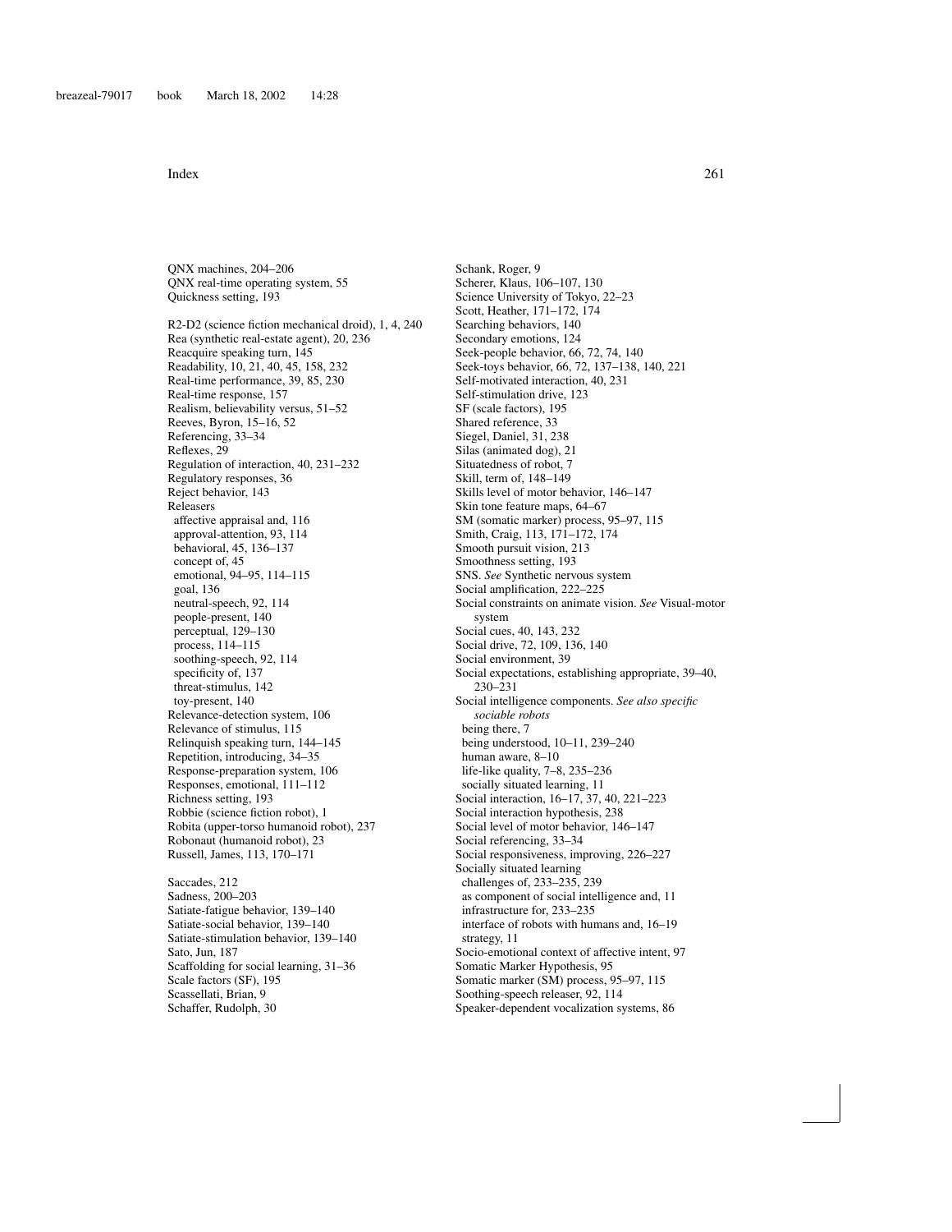QNX machines, 204–206
QNX real-time operating system, 55
Quickness setting, 193

R2-D2 (science fiction mechanical droid), 1, 4, 240
Rea (synthetic real-estate agent), 20, 236
Reacquire speaking turn, 145
Readability, 10, 21, 40, 45, 158, 232
Real-time performance, 39, 85, 230
Real-time response, 157
Realism, believability versus, 51–52
Reeves, Byron, 15–16, 52
Referencing, 33–34
Reflexes, 29
Regulation of interaction, 40, 231–232
Regulatory responses, 36
Reject behavior, 143
Releasers
  affective appraisal and, 116
  approval-attention, 93, 114
  behavioral, 45, 136–137
  concept of, 45
  emotional, 94–95, 114–115
  goal, 136
  neutral-speech, 92, 114
  people-present, 140
  perceptual, 129–130
  process, 114–115
  soothing-speech, 92, 114
  specificity of, 137
  threat-stimulus, 142
  toy-present, 140
Relevance-detection system, 106
Relevance of stimulus, 115
Relinquish speaking turn, 144–145
Repetition, introducing, 34–35
Response-preparation system, 106
Responses, emotional, 111–112
Richness setting, 193
Robbie (science fiction robot), 1
Robita (upper-torso humanoid robot), 237
Robonaut (humanoid robot), 23
Russell, James, 113, 170–171

Saccades, 212
Sadness, 200–203
Satiate-fatigue behavior, 139–140
Satiate-social behavior, 139–140
Satiate-stimulation behavior, 139–140
Sato, Jun, 187
Scaffolding for social learning, 31–36
Scale factors (SF), 195
Scassellati, Brian, 9
Schaffer, Rudolph, 30
Schank, Roger, 9
Scherer, Klaus, 106–107, 130
Science University of Tokyo, 22–23
Scott, Heather, 171–172, 174
Searching behaviors, 140
Secondary emotions, 124
Seek-people behavior, 66, 72, 74, 140
Seek-toys behavior, 66, 72, 137–138, 140, 221
Self-motivated interaction, 40, 231
Self-stimulation drive, 123
SF (scale factors), 195
Shared reference, 33
Siegel, Daniel, 31, 238
Silas (animated dog), 21
Situatedness of robot, 7
Skill, term of, 148–149
Skills level of motor behavior, 146–147
Skin tone feature maps, 64–67
SM (somatic marker) process, 95–97, 115
Smith, Craig, 113, 171–172, 174
Smooth pursuit vision, 213
Smoothness setting, 193
SNS. *See* Synthetic nervous system
Social amplification, 222–225
Social constraints on animate vision. *See* Visual-motor system
Social cues, 40, 143, 232
Social drive, 72, 109, 136, 140
Social environment, 39
Social expectations, establishing appropriate, 39–40, 230–231
Social intelligence components. *See also specific sociable robots*
  being there, 7
  being understood, 10–11, 239–240
  human aware, 8–10
  life-like quality, 7–8, 235–236
  socially situated learning, 11
Social interaction, 16–17, 37, 40, 221–223
Social interaction hypothesis, 238
Social level of motor behavior, 146–147
Social referencing, 33–34
Social responsiveness, improving, 226–227
Socially situated learning
  challenges of, 233–235, 239
  as component of social intelligence and, 11
  infrastructure for, 233–235
  interface of robots with humans and, 16–19
  strategy, 11
Socio-emotional context of affective intent, 97
Somatic Marker Hypothesis, 95
Somatic marker (SM) process, 95–97, 115
Soothing-speech releaser, 92, 114
Speaker-dependent vocalization systems, 86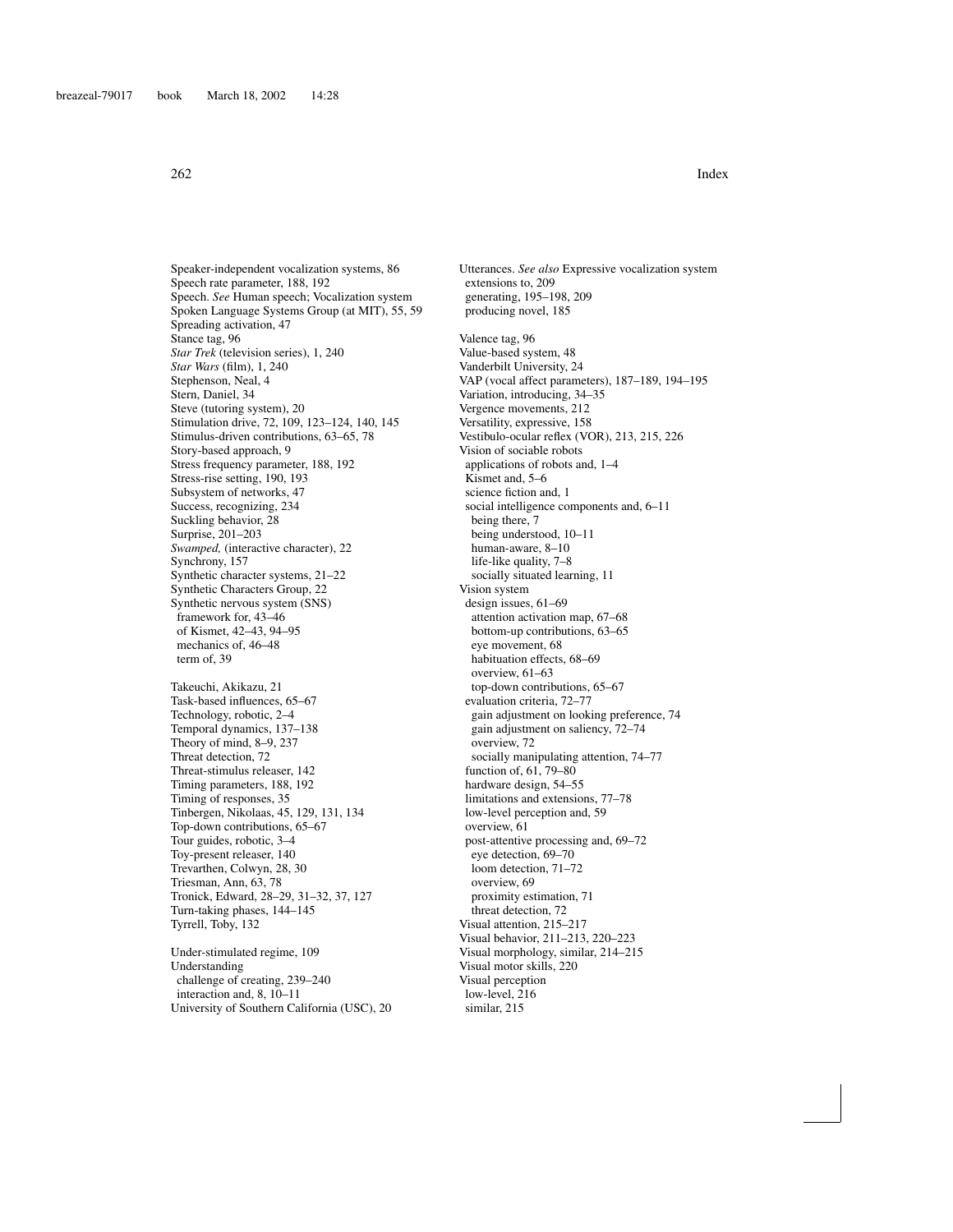Speaker-independent vocalization systems, 86
Speech rate parameter, 188, 192
Speech. *See* Human speech; Vocalization system
Spoken Language Systems Group (at MIT), 55, 59
Spreading activation, 47
Stance tag, 96
*Star Trek* (television series), 1, 240
*Star Wars* (film), 1, 240
Stephenson, Neal, 4
Stern, Daniel, 34
Steve (tutoring system), 20
Stimulation drive, 72, 109, 123–124, 140, 145
Stimulus-driven contributions, 63–65, 78
Story-based approach, 9
Stress frequency parameter, 188, 192
Stress-rise setting, 190, 193
Subsystem of networks, 47
Success, recognizing, 234
Suckling behavior, 28
Surprise, 201–203
*Swamped,* (interactive character), 22
Synchrony, 157
Synthetic character systems, 21–22
Synthetic Characters Group, 22
Synthetic nervous system (SNS)
  framework for, 43–46
  of Kismet, 42–43, 94–95
  mechanics of, 46–48
  term of, 39

Takeuchi, Akikazu, 21
Task-based influences, 65–67
Technology, robotic, 2–4
Temporal dynamics, 137–138
Theory of mind, 8–9, 237
Threat detection, 72
Threat-stimulus releaser, 142
Timing parameters, 188, 192
Timing of responses, 35
Tinbergen, Nikolaas, 45, 129, 131, 134
Top-down contributions, 65–67
Tour guides, robotic, 3–4
Toy-present releaser, 140
Trevarthen, Colwyn, 28, 30
Triesman, Ann, 63, 78
Tronick, Edward, 28–29, 31–32, 37, 127
Turn-taking phases, 144–145
Tyrrell, Toby, 132

Under-stimulated regime, 109
Understanding
  challenge of creating, 239–240
  interaction and, 8, 10–11
University of Southern California (USC), 20

Utterances. *See also* Expressive vocalization system
  extensions to, 209
  generating, 195–198, 209
  producing novel, 185

Valence tag, 96
Value-based system, 48
Vanderbilt University, 24
VAP (vocal affect parameters), 187–189, 194–195
Variation, introducing, 34–35
Vergence movements, 212
Versatility, expressive, 158
Vestibulo-ocular reflex (VOR), 213, 215, 226
Vision of sociable robots
  applications of robots and, 1–4
  Kismet and, 5–6
  science fiction and, 1
  social intelligence components and, 6–11
    being there, 7
    being understood, 10–11
    human-aware, 8–10
    life-like quality, 7–8
    socially situated learning, 11
Vision system
  design issues, 61–69
    attention activation map, 67–68
    bottom-up contributions, 63–65
    eye movement, 68
    habituation effects, 68–69
    overview, 61–63
    top-down contributions, 65–67
  evaluation criteria, 72–77
    gain adjustment on looking preference, 74
    gain adjustment on saliency, 72–74
    overview, 72
    socially manipulating attention, 74–77
  function of, 61, 79–80
  hardware design, 54–55
  limitations and extensions, 77–78
  low-level perception and, 59
  overview, 61
  post-attentive processing and, 69–72
    eye detection, 69–70
    loom detection, 71–72
    overview, 69
    proximity estimation, 71
    threat detection, 72
Visual attention, 215–217
Visual behavior, 211–213, 220–223
Visual morphology, similar, 214–215
Visual motor skills, 220
Visual perception
  low-level, 216
  similar, 215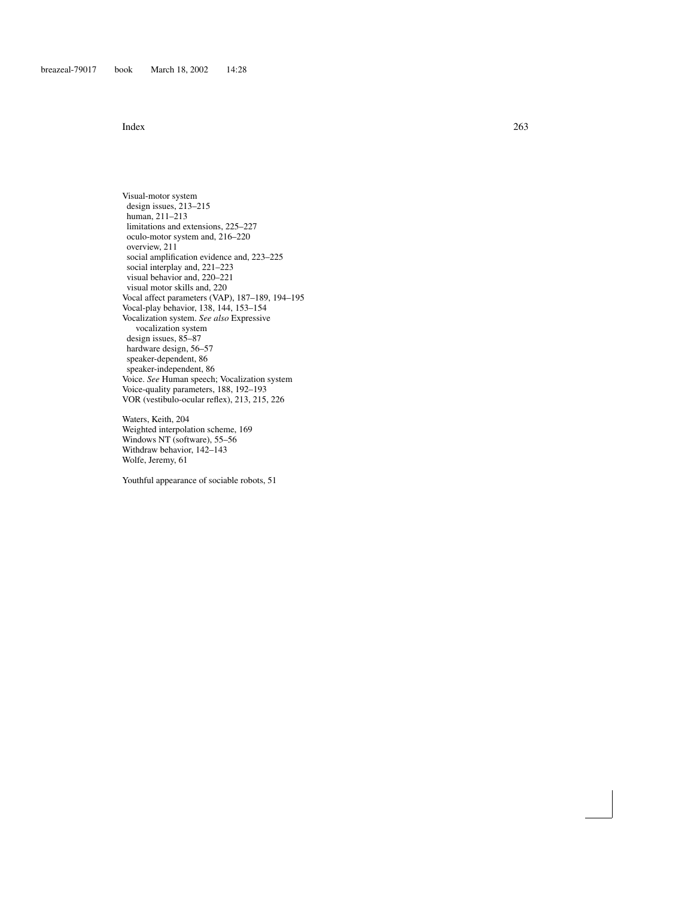Visual-motor system
  design issues, 213–215
  human, 211–213
  limitations and extensions, 225–227
  oculo-motor system and, 216–220
  overview, 211
  social amplification evidence and, 223–225
  social interplay and, 221–223
  visual behavior and, 220–221
  visual motor skills and, 220
Vocal affect parameters (VAP), 187–189, 194–195
Vocal-play behavior, 138, 144, 153–154
Vocalization system. *See also* Expressive vocalization system
  design issues, 85–87
  hardware design, 56–57
  speaker-dependent, 86
  speaker-independent, 86
Voice. *See* Human speech; Vocalization system
Voice-quality parameters, 188, 192–193
VOR (vestibulo-ocular reflex), 213, 215, 226

Waters, Keith, 204
Weighted interpolation scheme, 169
Windows NT (software), 55–56
Withdraw behavior, 142–143
Wolfe, Jeremy, 61

Youthful appearance of sociable robots, 51